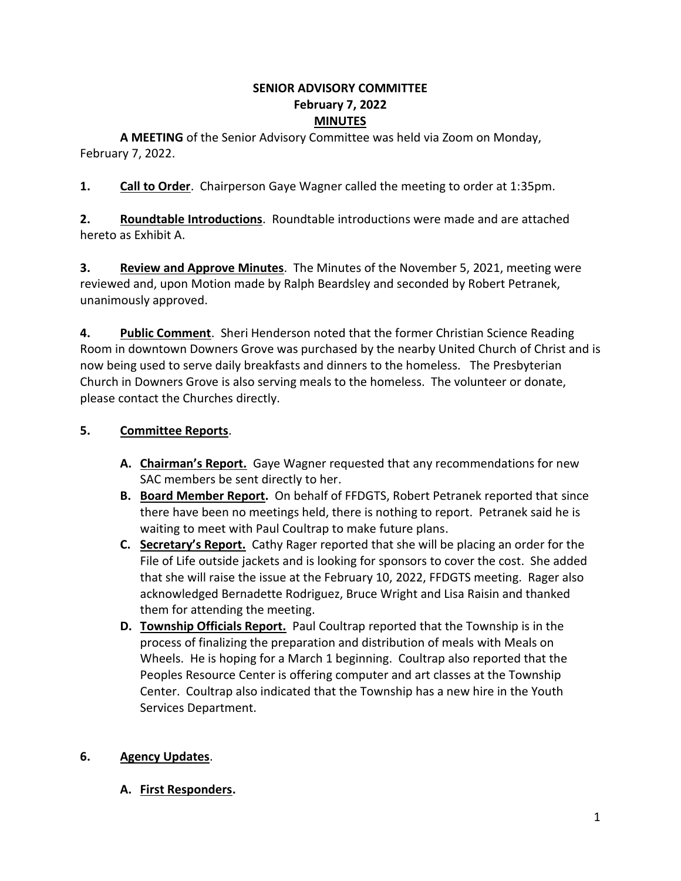**SENIOR ADVISORY COMMITTEE**
**February 7, 2022**
**MINUTES**

**A MEETING** of the Senior Advisory Committee was held via Zoom on Monday, February 7, 2022.

**1. Call to Order**. Chairperson Gaye Wagner called the meeting to order at 1:35pm.

**2. Roundtable Introductions**. Roundtable introductions were made and are attached hereto as Exhibit A.

**3. Review and Approve Minutes**. The Minutes of the November 5, 2021, meeting were reviewed and, upon Motion made by Ralph Beardsley and seconded by Robert Petranek, unanimously approved.

**4. Public Comment**. Sheri Henderson noted that the former Christian Science Reading Room in downtown Downers Grove was purchased by the nearby United Church of Christ and is now being used to serve daily breakfasts and dinners to the homeless. The Presbyterian Church in Downers Grove is also serving meals to the homeless. The volunteer or donate, please contact the Churches directly.

**5. Committee Reports**.

- **A. Chairman's Report.** Gaye Wagner requested that any recommendations for new SAC members be sent directly to her.
- **B. Board Member Report.** On behalf of FFDGTS, Robert Petranek reported that since there have been no meetings held, there is nothing to report. Petranek said he is waiting to meet with Paul Coultrap to make future plans.
- **C. Secretary's Report.** Cathy Rager reported that she will be placing an order for the File of Life outside jackets and is looking for sponsors to cover the cost. She added that she will raise the issue at the February 10, 2022, FFDGTS meeting. Rager also acknowledged Bernadette Rodriguez, Bruce Wright and Lisa Raisin and thanked them for attending the meeting.
- **D. Township Officials Report.** Paul Coultrap reported that the Township is in the process of finalizing the preparation and distribution of meals with Meals on Wheels. He is hoping for a March 1 beginning. Coultrap also reported that the Peoples Resource Center is offering computer and art classes at the Township Center. Coultrap also indicated that the Township has a new hire in the Youth Services Department.

**6. Agency Updates**.

- **A. First Responders.**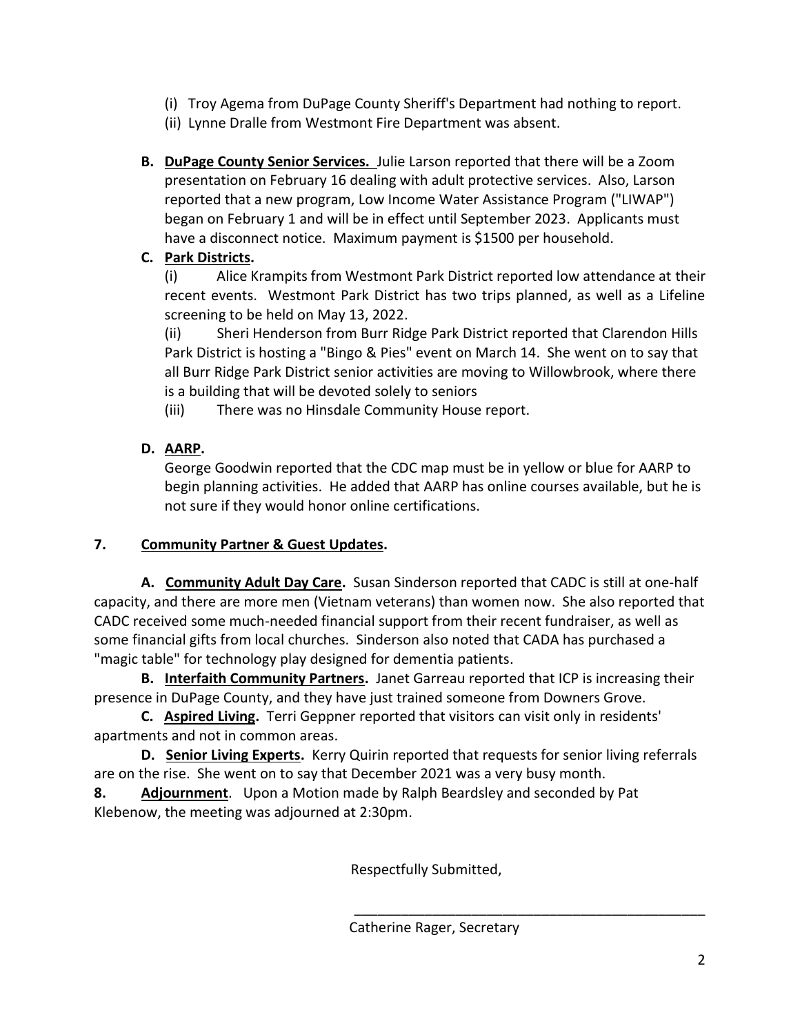(i) Troy Agema from DuPage County Sheriff's Department had nothing to report.
(ii) Lynne Dralle from Westmont Fire Department was absent.

**B. DuPage County Senior Services.** Julie Larson reported that there will be a Zoom presentation on February 16 dealing with adult protective services. Also, Larson reported that a new program, Low Income Water Assistance Program ("LIWAP") began on February 1 and will be in effect until September 2023. Applicants must have a disconnect notice. Maximum payment is $1500 per household.

**C. Park Districts.**

(i) Alice Krampits from Westmont Park District reported low attendance at their recent events. Westmont Park District has two trips planned, as well as a Lifeline screening to be held on May 13, 2022.

(ii) Sheri Henderson from Burr Ridge Park District reported that Clarendon Hills Park District is hosting a "Bingo & Pies" event on March 14. She went on to say that all Burr Ridge Park District senior activities are moving to Willowbrook, where there is a building that will be devoted solely to seniors

(iii) There was no Hinsdale Community House report.

**D. AARP.**

George Goodwin reported that the CDC map must be in yellow or blue for AARP to begin planning activities. He added that AARP has online courses available, but he is not sure if they would honor online certifications.

**7. Community Partner & Guest Updates.**

**A. Community Adult Day Care.** Susan Sinderson reported that CADC is still at one-half capacity, and there are more men (Vietnam veterans) than women now. She also reported that CADC received some much-needed financial support from their recent fundraiser, as well as some financial gifts from local churches. Sinderson also noted that CADA has purchased a "magic table" for technology play designed for dementia patients.

**B. Interfaith Community Partners.** Janet Garreau reported that ICP is increasing their presence in DuPage County, and they have just trained someone from Downers Grove.

**C. Aspired Living.** Terri Geppner reported that visitors can visit only in residents' apartments and not in common areas.

**D. Senior Living Experts.** Kerry Quirin reported that requests for senior living referrals are on the rise. She went on to say that December 2021 was a very busy month.

**8. Adjournment**. Upon a Motion made by Ralph Beardsley and seconded by Pat Klebenow, the meeting was adjourned at 2:30pm.

Respectfully Submitted,

_______________________________________________

Catherine Rager, Secretary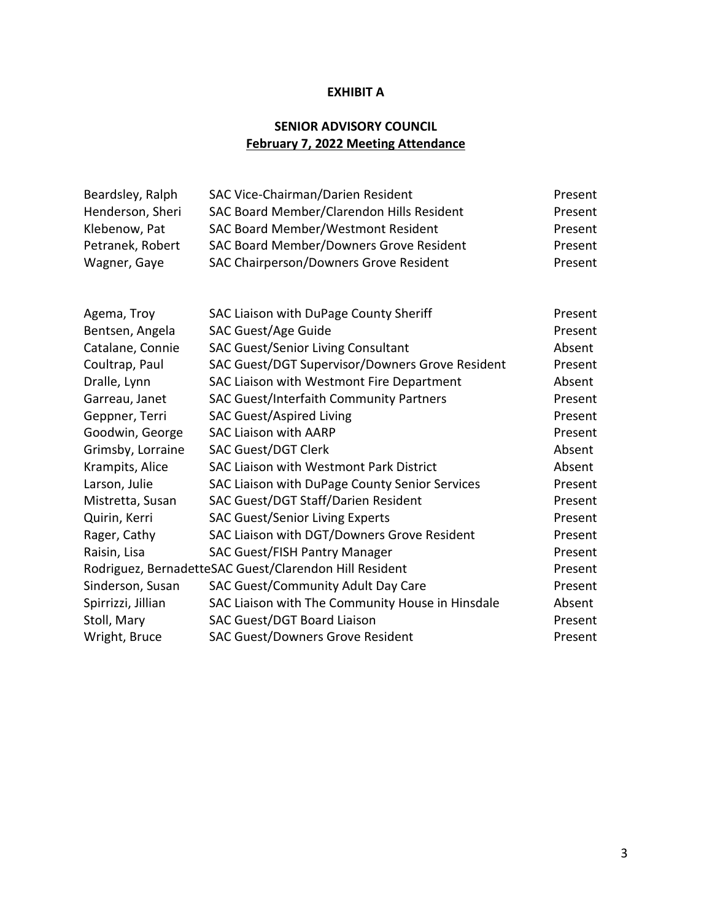**EXHIBIT A**

**SENIOR ADVISORY COUNCIL**
**February 7, 2022 Meeting Attendance**

| | | |
|---|---|---|
| Beardsley, Ralph | SAC Vice-Chairman/Darien Resident | Present |
| Henderson, Sheri | SAC Board Member/Clarendon Hills Resident | Present |
| Klebenow, Pat | SAC Board Member/Westmont Resident | Present |
| Petranek, Robert | SAC Board Member/Downers Grove Resident | Present |
| Wagner, Gaye | SAC Chairperson/Downers Grove Resident | Present |

| | | |
|---|---|---|
| Agema, Troy | SAC Liaison with DuPage County Sheriff | Present |
| Bentsen, Angela | SAC Guest/Age Guide | Present |
| Catalane, Connie | SAC Guest/Senior Living Consultant | Absent |
| Coultrap, Paul | SAC Guest/DGT Supervisor/Downers Grove Resident | Present |
| Dralle, Lynn | SAC Liaison with Westmont Fire Department | Absent |
| Garreau, Janet | SAC Guest/Interfaith Community Partners | Present |
| Geppner, Terri | SAC Guest/Aspired Living | Present |
| Goodwin, George | SAC Liaison with AARP | Present |
| Grimsby, Lorraine | SAC Guest/DGT Clerk | Absent |
| Krampits, Alice | SAC Liaison with Westmont Park District | Absent |
| Larson, Julie | SAC Liaison with DuPage County Senior Services | Present |
| Mistretta, Susan | SAC Guest/DGT Staff/Darien Resident | Present |
| Quirin, Kerri | SAC Guest/Senior Living Experts | Present |
| Rager, Cathy | SAC Liaison with DGT/Downers Grove Resident | Present |
| Raisin, Lisa | SAC Guest/FISH Pantry Manager | Present |
| Rodriguez, Bernadette | SAC Guest/Clarendon Hill Resident | Present |
| Sinderson, Susan | SAC Guest/Community Adult Day Care | Present |
| Spirrizzi, Jillian | SAC Liaison with The Community House in Hinsdale | Absent |
| Stoll, Mary | SAC Guest/DGT Board Liaison | Present |
| Wright, Bruce | SAC Guest/Downers Grove Resident | Present |